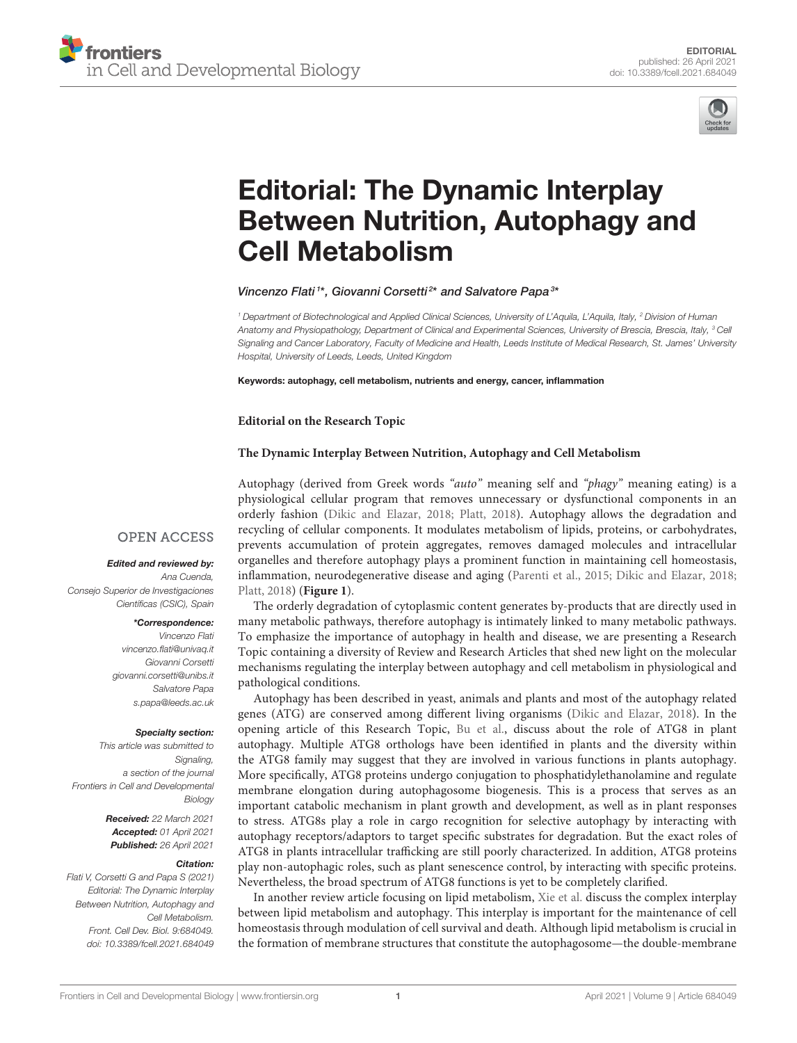EDITORIAL
published: 26 April 2021
doi: 10.3389/fcell.2021.684049

# Editorial: The Dynamic Interplay Between Nutrition, Autophagy and Cell Metabolism

*Vincenzo Flati[1]\*, Giovanni Corsetti[2]\* and Salvatore Papa[3]\**

[1] Department of Biotechnological and Applied Clinical Sciences, University of L'Aquila, L'Aquila, Italy, [2] Division of Human Anatomy and Physiopathology, Department of Clinical and Experimental Sciences, University of Brescia, Brescia, Italy, [3] Cell Signaling and Cancer Laboratory, Faculty of Medicine and Health, Leeds Institute of Medical Research, St. James' University Hospital, University of Leeds, Leeds, United Kingdom

**Keywords:** autophagy, cell metabolism, nutrients and energy, cancer, inflammation

OPEN ACCESS

***Edited and reviewed by:***
*Ana Cuenda, Consejo Superior de Investigaciones Científicas (CSIC), Spain*

***\*Correspondence:***
*Vincenzo Flati*
*vincenzo.flati@univaq.it*
*Giovanni Corsetti*
*giovanni.corsetti@unibs.it*
*Salvatore Papa*
*s.papa@leeds.ac.uk*

***Specialty section:***
*This article was submitted to Signaling, a section of the journal Frontiers in Cell and Developmental Biology*

***Received:*** *22 March 2021*
***Accepted:*** *01 April 2021*
***Published:*** *26 April 2021*

***Citation:***
*Flati V, Corsetti G and Papa S (2021) Editorial: The Dynamic Interplay Between Nutrition, Autophagy and Cell Metabolism. Front. Cell Dev. Biol. 9:684049. doi: 10.3389/fcell.2021.684049*

**Editorial on the Research Topic**

**The Dynamic Interplay Between Nutrition, Autophagy and Cell Metabolism**

Autophagy (derived from Greek words *"auto"* meaning self and *"phagy"* meaning eating) is a physiological cellular program that removes unnecessary or dysfunctional components in an orderly fashion (Dikic and Elazar, 2018; Platt, 2018). Autophagy allows the degradation and recycling of cellular components. It modulates metabolism of lipids, proteins, or carbohydrates, prevents accumulation of protein aggregates, removes damaged molecules and intracellular organelles and therefore autophagy plays a prominent function in maintaining cell homeostasis, inflammation, neurodegenerative disease and aging (Parenti et al., 2015; Dikic and Elazar, 2018; Platt, 2018) (**Figure 1**).

The orderly degradation of cytoplasmic content generates by-products that are directly used in many metabolic pathways, therefore autophagy is intimately linked to many metabolic pathways. To emphasize the importance of autophagy in health and disease, we are presenting a Research Topic containing a diversity of Review and Research Articles that shed new light on the molecular mechanisms regulating the interplay between autophagy and cell metabolism in physiological and pathological conditions.

Autophagy has been described in yeast, animals and plants and most of the autophagy related genes (ATG) are conserved among different living organisms (Dikic and Elazar, 2018). In the opening article of this Research Topic, Bu et al., discuss about the role of ATG8 in plant autophagy. Multiple ATG8 orthologs have been identified in plants and the diversity within the ATG8 family may suggest that they are involved in various functions in plants autophagy. More specifically, ATG8 proteins undergo conjugation to phosphatidylethanolamine and regulate membrane elongation during autophagosome biogenesis. This is a process that serves as an important catabolic mechanism in plant growth and development, as well as in plant responses to stress. ATG8s play a role in cargo recognition for selective autophagy by interacting with autophagy receptors/adaptors to target specific substrates for degradation. But the exact roles of ATG8 in plants intracellular trafficking are still poorly characterized. In addition, ATG8 proteins play non-autophagic roles, such as plant senescence control, by interacting with specific proteins. Nevertheless, the broad spectrum of ATG8 functions is yet to be completely clarified.

In another review article focusing on lipid metabolism, Xie et al. discuss the complex interplay between lipid metabolism and autophagy. This interplay is important for the maintenance of cell homeostasis through modulation of cell survival and death. Although lipid metabolism is crucial in the formation of membrane structures that constitute the autophagosome—the double-membrane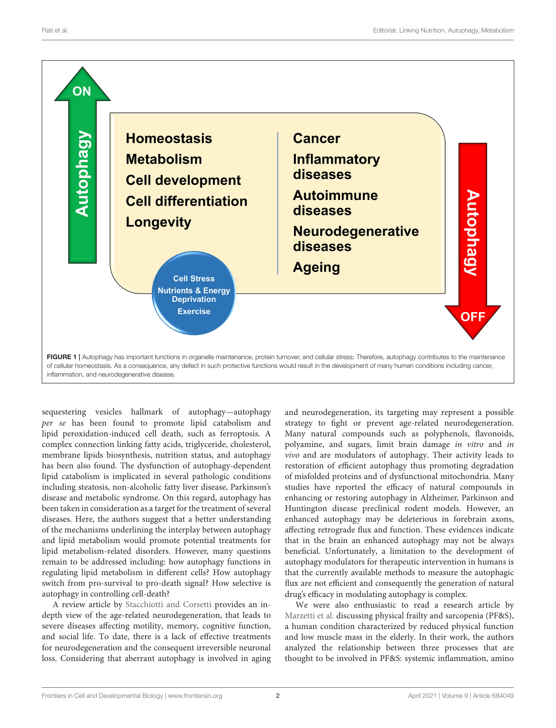FIGURE 1 | Autophagy has important functions in organelle maintenance, protein turnover, and cellular stress; Therefore, autophagy contributes to the maintenance of cellular homeostasis. As a consequence, any defect in such protective functions would result in the development of many human conditions including cancer, inflammation, and neurodegenerative disease.

sequestering vesicles hallmark of autophagy—autophagy *per se* has been found to promote lipid catabolism and lipid peroxidation-induced cell death, such as ferroptosis. A complex connection linking fatty acids, triglyceride, cholesterol, membrane lipids biosynthesis, nutrition status, and autophagy has been also found. The dysfunction of autophagy-dependent lipid catabolism is implicated in several pathologic conditions including steatosis, non-alcoholic fatty liver disease, Parkinson's disease and metabolic syndrome. On this regard, autophagy has been taken in consideration as a target for the treatment of several diseases. Here, the authors suggest that a better understanding of the mechanisms underlining the interplay between autophagy and lipid metabolism would promote potential treatments for lipid metabolism-related disorders. However, many questions remain to be addressed including: how autophagy functions in regulating lipid metabolism in different cells? How autophagy switch from pro-survival to pro-death signal? How selective is autophagy in controlling cell-death?

A review article by Stacchiotti and Corsetti provides an in-depth view of the age-related neurodegeneration, that leads to severe diseases affecting motility, memory, cognitive function, and social life. To date, there is a lack of effective treatments for neurodegeneration and the consequent irreversible neuronal loss. Considering that aberrant autophagy is involved in aging and neurodegeneration, its targeting may represent a possible strategy to fight or prevent age-related neurodegeneration. Many natural compounds such as polyphenols, flavonoids, polyamine, and sugars, limit brain damage *in vitro* and *in vivo* and are modulators of autophagy. Their activity leads to restoration of efficient autophagy thus promoting degradation of misfolded proteins and of dysfunctional mitochondria. Many studies have reported the efficacy of natural compounds in enhancing or restoring autophagy in Alzheimer, Parkinson and Huntington disease preclinical rodent models. However, an enhanced autophagy may be deleterious in forebrain axons, affecting retrograde flux and function. These evidences indicate that in the brain an enhanced autophagy may not be always beneficial. Unfortunately, a limitation to the development of autophagy modulators for therapeutic intervention in humans is that the currently available methods to measure the autophagic flux are not efficient and consequently the generation of natural drug's efficacy in modulating autophagy is complex.

We were also enthusiastic to read a research article by Marzetti et al. discussing physical frailty and sarcopenia (PF&S), a human condition characterized by reduced physical function and low muscle mass in the elderly. In their work, the authors analyzed the relationship between three processes that are thought to be involved in PF&S: systemic inflammation, amino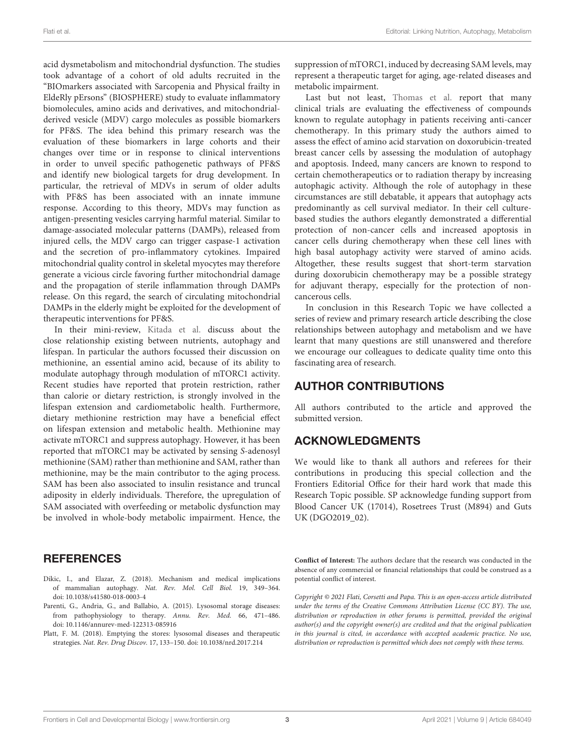acid dysmetabolism and mitochondrial dysfunction. The studies took advantage of a cohort of old adults recruited in the "BIOmarkers associated with Sarcopenia and Physical frailty in EldeRly pErsons" (BIOSPHERE) study to evaluate inflammatory biomolecules, amino acids and derivatives, and mitochondrial-derived vesicle (MDV) cargo molecules as possible biomarkers for PF&S. The idea behind this primary research was the evaluation of these biomarkers in large cohorts and their changes over time or in response to clinical interventions in order to unveil specific pathogenetic pathways of PF&S and identify new biological targets for drug development. In particular, the retrieval of MDVs in serum of older adults with PF&S has been associated with an innate immune response. According to this theory, MDVs may function as antigen-presenting vesicles carrying harmful material. Similar to damage-associated molecular patterns (DAMPs), released from injured cells, the MDV cargo can trigger caspase-1 activation and the secretion of pro-inflammatory cytokines. Impaired mitochondrial quality control in skeletal myocytes may therefore generate a vicious circle favoring further mitochondrial damage and the propagation of sterile inflammation through DAMPs release. On this regard, the search of circulating mitochondrial DAMPs in the elderly might be exploited for the development of therapeutic interventions for PF&S.

In their mini-review, Kitada et al. discuss about the close relationship existing between nutrients, autophagy and lifespan. In particular the authors focussed their discussion on methionine, an essential amino acid, because of its ability to modulate autophagy through modulation of mTORC1 activity. Recent studies have reported that protein restriction, rather than calorie or dietary restriction, is strongly involved in the lifespan extension and cardiometabolic health. Furthermore, dietary methionine restriction may have a beneficial effect on lifespan extension and metabolic health. Methionine may activate mTORC1 and suppress autophagy. However, it has been reported that mTORC1 may be activated by sensing *S*-adenosyl methionine (SAM) rather than methionine and SAM, rather than methionine, may be the main contributor to the aging process. SAM has been also associated to insulin resistance and truncal adiposity in elderly individuals. Therefore, the upregulation of SAM associated with overfeeding or metabolic dysfunction may be involved in whole-body metabolic impairment. Hence, the suppression of mTORC1, induced by decreasing SAM levels, may represent a therapeutic target for aging, age-related diseases and metabolic impairment.

Last but not least, Thomas et al. report that many clinical trials are evaluating the effectiveness of compounds known to regulate autophagy in patients receiving anti-cancer chemotherapy. In this primary study the authors aimed to assess the effect of amino acid starvation on doxorubicin-treated breast cancer cells by assessing the modulation of autophagy and apoptosis. Indeed, many cancers are known to respond to certain chemotherapeutics or to radiation therapy by increasing autophagic activity. Although the role of autophagy in these circumstances are still debatable, it appears that autophagy acts predominantly as cell survival mediator. In their cell culture-based studies the authors elegantly demonstrated a differential protection of non-cancer cells and increased apoptosis in cancer cells during chemotherapy when these cell lines with high basal autophagy activity were starved of amino acids. Altogether, these results suggest that short-term starvation during doxorubicin chemotherapy may be a possible strategy for adjuvant therapy, especially for the protection of non-cancerous cells.

In conclusion in this Research Topic we have collected a series of review and primary research article describing the close relationships between autophagy and metabolism and we have learnt that many questions are still unanswered and therefore we encourage our colleagues to dedicate quality time onto this fascinating area of research.

## AUTHOR CONTRIBUTIONS

All authors contributed to the article and approved the submitted version.

## ACKNOWLEDGMENTS

We would like to thank all authors and referees for their contributions in producing this special collection and the Frontiers Editorial Office for their hard work that made this Research Topic possible. SP acknowledge funding support from Blood Cancer UK (17014), Rosetrees Trust (M894) and Guts UK (DGO2019_02).

## REFERENCES

Dikic, I., and Elazar, Z. (2018). Mechanism and medical implications of mammalian autophagy. *Nat. Rev. Mol. Cell Biol.* 19, 349–364. doi: 10.1038/s41580-018-0003-4

Parenti, G., Andria, G., and Ballabio, A. (2015). Lysosomal storage diseases: from pathophysiology to therapy. *Annu. Rev. Med.* 66, 471–486. doi: 10.1146/annurev-med-122313-085916

Platt, F. M. (2018). Emptying the stores: lysosomal diseases and therapeutic strategies. *Nat. Rev. Drug Discov.* 17, 133–150. doi: 10.1038/nrd.2017.214

**Conflict of Interest:** The authors declare that the research was conducted in the absence of any commercial or financial relationships that could be construed as a potential conflict of interest.

*Copyright © 2021 Flati, Corsetti and Papa. This is an open-access article distributed under the terms of the Creative Commons Attribution License (CC BY). The use, distribution or reproduction in other forums is permitted, provided the original author(s) and the copyright owner(s) are credited and that the original publication in this journal is cited, in accordance with accepted academic practice. No use, distribution or reproduction is permitted which does not comply with these terms.*